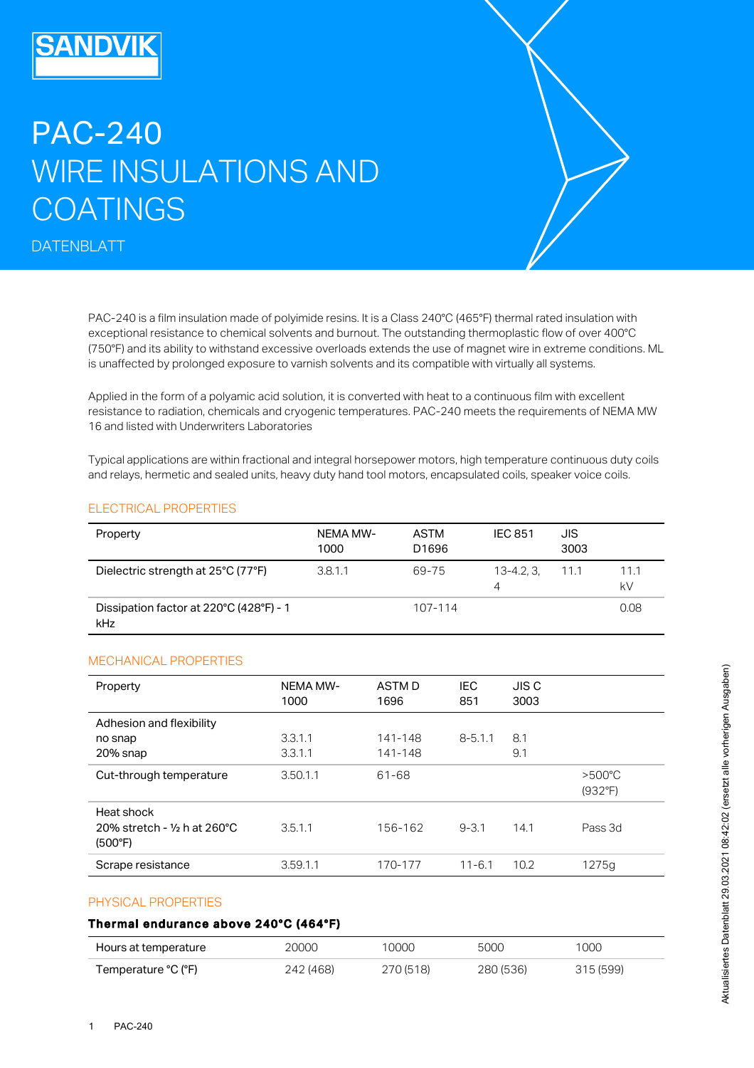# PAC-240

## WIRE INSULATIONS AND COATINGS

DATENBLATT

PAC-240 is a film insulation made of polyimide resins. It is a Class 240°C (465°F) thermal rated insulation with exceptional resistance to chemical solvents and burnout. The outstanding thermoplastic flow of over 400°C (750°F) and its ability to withstand excessive overloads extends the use of magnet wire in extreme conditions. ML is unaffected by prolonged exposure to varnish solvents and its compatible with virtually all systems.

Applied in the form of a polyamic acid solution, it is converted with heat to a continuous film with excellent resistance to radiation, chemicals and cryogenic temperatures. PAC-240 meets the requirements of NEMA MW 16 and listed with Underwriters Laboratories

Typical applications are within fractional and integral horsepower motors, high temperature continuous duty coils and relays, hermetic and sealed units, heavy duty hand tool motors, encapsulated coils, speaker voice coils.

### ELECTRICAL PROPERTIES

| Property | NEMA MW-1000 | ASTM D1696 | IEC 851 | JIS 3003 | |
|---|---|---|---|---|---|
| Dielectric strength at 25°C (77°F) | 3.8.1.1 | 69-75 | 13-4.2, 3, 4 | 11.1 | 11.1 kV |
| Dissipation factor at 220°C (428°F) - 1 kHz | | 107-114 | | | 0.08 |

### MECHANICAL PROPERTIES

| Property | NEMA MW-1000 | ASTM D 1696 | IEC 851 | JIS C 3003 | |
|---|---|---|---|---|---|
| Adhesion and flexibility<br>no snap<br>20% snap | <br>3.3.1.1<br>3.3.1.1 | <br>141-148<br>141-148 | <br>8-5.1.1 | <br>8.1<br>9.1 | |
| Cut-through temperature | 3.50.1.1 | 61-68 | | | >500°C (932°F) |
| Heat shock<br>20% stretch - ½ h at 260°C (500°F) | 3.5.1.1 | 156-162 | 9-3.1 | 14.1 | Pass 3d |
| Scrape resistance | 3.59.1.1 | 170-177 | 11-6.1 | 10.2 | 1275g |

### PHYSICAL PROPERTIES

**Thermal endurance above 240°C (464°F)**

| Hours at temperature | 20000 | 10000 | 5000 | 1000 |
|---|---|---|---|---|
| Temperature °C (°F) | 242 (468) | 270 (518) | 280 (536) | 315 (599) |

Aktualisiertes Datenblatt 29.03.2021 08:42:02 (ersetzt alle vorherigen Ausgaben)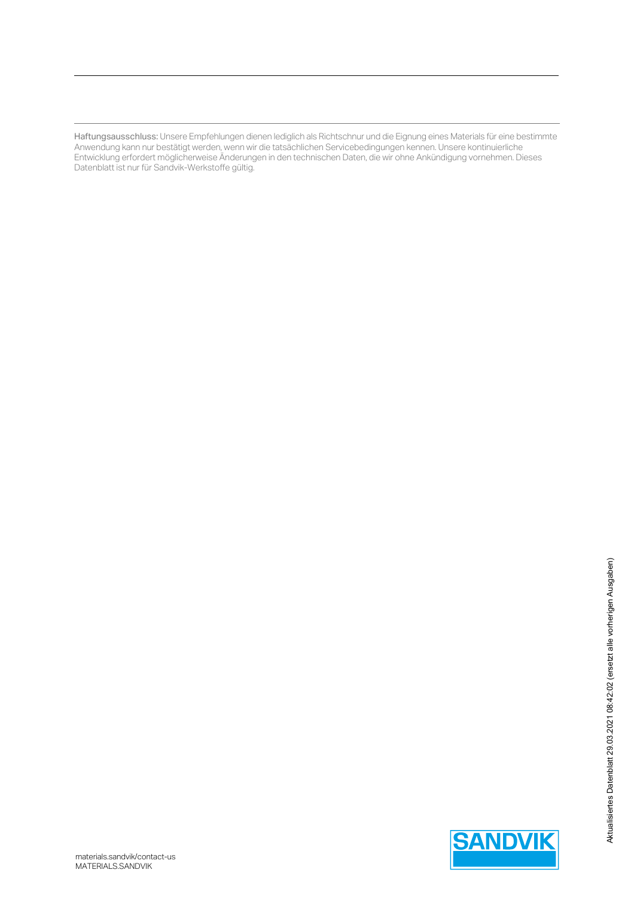**Haftungsausschluss:** Unsere Empfehlungen dienen lediglich als Richtschnur und die Eignung eines Materials für eine bestimmte Anwendung kann nur bestätigt werden, wenn wir die tatsächlichen Servicebedingungen kennen. Unsere kontinuierliche Entwicklung erfordert möglicherweise Änderungen in den technischen Daten, die wir ohne Ankündigung vornehmen. Dieses Datenblatt ist nur für Sandvik-Werkstoffe gültig.

Aktualisiertes Datenblatt 29.03.2021 08:42:02 (ersetzt alle vorherigen Ausgaben)

materials.sandvik/contact-us
MATERIALS.SANDVIK

SANDVIK